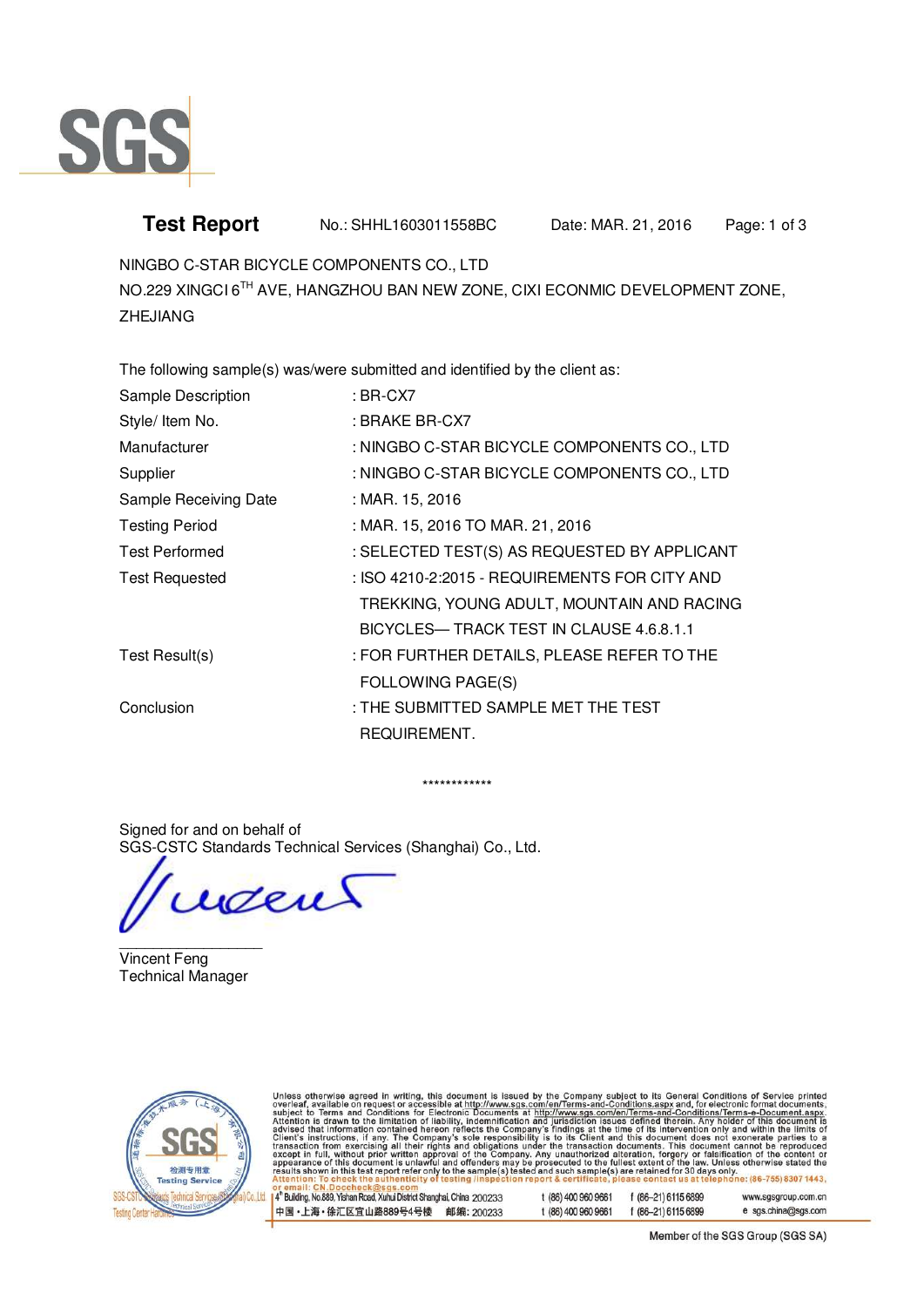SGS

# Test Report

No.: SHHL1603011558BC   Date: MAR. 21, 2016

NINGBO C-STAR BICYCLE COMPONENTS CO., LTD
NO.229 XINGCI 6TH AVE, HANGZHOU BAN NEW ZONE, CIXI ECONMIC DEVELOPMENT ZONE, ZHEJIANG

The following sample(s) was/were submitted and identified by the client as:

| | |
|---|---|
| Sample Description | : BR-CX7 |
| Style/ Item No. | : BRAKE BR-CX7 |
| Manufacturer | : NINGBO C-STAR BICYCLE COMPONENTS CO., LTD |
| Supplier | : NINGBO C-STAR BICYCLE COMPONENTS CO., LTD |
| Sample Receiving Date | : MAR. 15, 2016 |
| Testing Period | : MAR. 15, 2016 TO MAR. 21, 2016 |
| Test Performed | : SELECTED TEST(S) AS REQUESTED BY APPLICANT |
| Test Requested | : ISO 4210-2:2015 - REQUIREMENTS FOR CITY AND TREKKING, YOUNG ADULT, MOUNTAIN AND RACING BICYCLES— TRACK TEST IN CLAUSE 4.6.8.1.1 |
| Test Result(s) | : FOR FURTHER DETAILS, PLEASE REFER TO THE FOLLOWING PAGE(S) |
| Conclusion | : THE SUBMITTED SAMPLE MET THE TEST REQUIREMENT. |

************

Signed for and on behalf of
SGS-CSTC Standards Technical Services (Shanghai) Co., Ltd.

Vincent Feng
Technical Manager

Unless otherwise agreed in writing, this document is issued by the Company subject to its General Conditions of Service printed overleaf, available on request or accessible at http://www.sgs.com/en/Terms-and-Conditions.aspx and, for electronic format documents, subject to Terms and Conditions for Electronic Documents at http://www.sgs.com/en/Terms-and-Conditions/Terms-e-Document.aspx. Attention is drawn to the limitation of liability, indemnification and jurisdiction issues defined therein. Any holder of this document is advised that information contained hereon reflects the Company's findings at the time of its intervention only and within the limits of Client's instructions, if any. The Company's sole responsibility is to its Client and this document does not exonerate parties to a transaction from exercising all their rights and obligations under the transaction documents. This document cannot be reproduced except in full, without prior written approval of the Company. Any unauthorized alteration, forgery or falsification of the content or appearance of this document is unlawful and offenders may be prosecuted to the fullest extent of the law. Unless otherwise stated the results shown in this test report refer only to the sample(s) tested and such sample(s) are retained for 30 days only.
Attention: To check the authenticity of testing /inspection report & certificate, please contact us at telephone: (86-755) 8307 1443, or email: CN.Doccheck@sgs.com

4th Building, No.889, Yishan Road, Xuhui District Shanghai, China 200233   t (86) 400 960 9661   f (86–21) 6115 6899   www.sgsgroup.com.cn
中国・上海・徐汇区宜山路889号4号楼 邮编: 200233   t (86) 400 960 9661   f (86–21) 6115 6899   e sgs.china@sgs.com

Member of the SGS Group (SGS SA)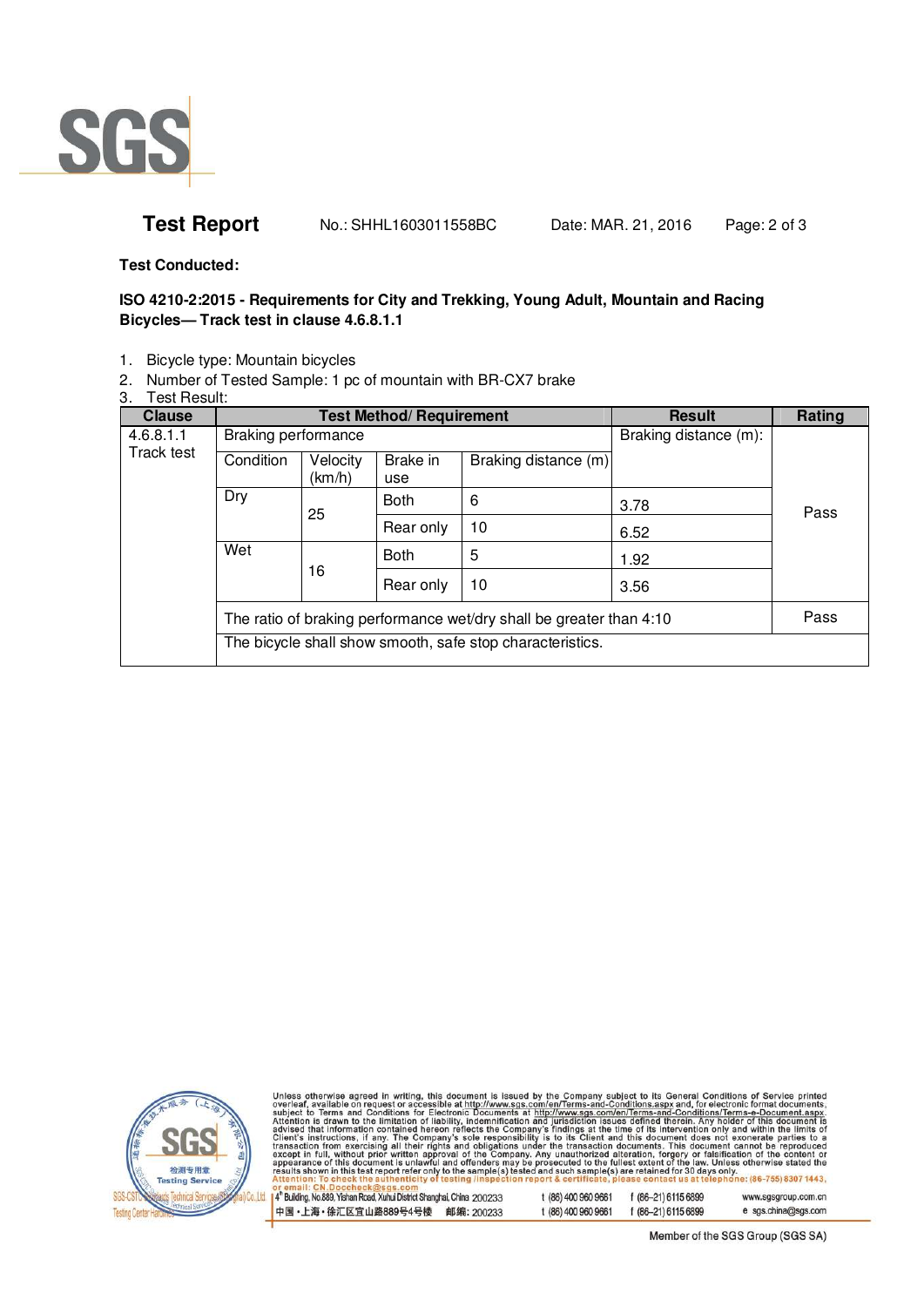**Test Report** No.: SHHL1603011558BC Date: MAR. 21, 2016

**Test Conducted:**

**ISO 4210-2:2015 - Requirements for City and Trekking, Young Adult, Mountain and Racing Bicycles— Track test in clause 4.6.8.1.1**

1. Bicycle type: Mountain bicycles
2. Number of Tested Sample: 1 pc of mountain with BR-CX7 brake
3. Test Result:

| Clause | Test Method/ Requirement | | | | Result | Rating |
|---|---|---|---|---|---|---|
| 4.6.8.1.1 Track test | Braking performance | | | | Braking distance (m): | Pass |
| | Condition | Velocity (km/h) | Brake in use | Braking distance (m) | | |
| | Dry | 25 | Both | 6 | 3.78 | |
| | | | Rear only | 10 | 6.52 | |
| | Wet | 16 | Both | 5 | 1.92 | |
| | | | Rear only | 10 | 3.56 | |
| | The ratio of braking performance wet/dry shall be greater than 4:10 | | | | | Pass |
| | The bicycle shall show smooth, safe stop characteristics. | | | | | |

Unless otherwise agreed in writing, this document is issued by the Company subject to its General Conditions of Service printed overleaf, available on request or accessible at http://www.sgs.com/en/Terms-and-Conditions.aspx and, for electronic format documents, subject to Terms and Conditions for Electronic Documents at http://www.sgs.com/en/Terms-and-Conditions/Terms-e-Document.aspx. Attention is drawn to the limitation of liability, indemnification and jurisdiction issues defined therein. Any holder of this document is advised that information contained hereon reflects the Company's findings at the time of its intervention only and within the limits of Client's instructions, if any. The Company's sole responsibility is to its Client and this document does not exonerate parties to a transaction from exercising all their rights and obligations under the transaction documents. This document cannot be reproduced except in full, without prior written approval of the Company. Any unauthorized alteration, forgery or falsification of the content or appearance of this document is unlawful and offenders may be prosecuted to the fullest extent of the law. Unless otherwise stated the results shown in this test report refer only to the sample(s) tested and such sample(s) are retained for 30 days only.
Attention: To check the authenticity of testing /inspection report & certificate, please contact us at telephone: (86-755) 8307 1443, or email: CN.Doccheck@sgs.com

4th Building, No.889, Yishan Road, Xuhui District Shanghai, China 200233 t (86) 400 960 9661 f (86-21) 6115 6899 www.sgsgroup.com.cn
中国・上海・徐汇区宜山路889号4号楼 邮编: 200233 t (86) 400 960 9661 f (86-21) 6115 6899 e sgs.china@sgs.com

Member of the SGS Group (SGS SA)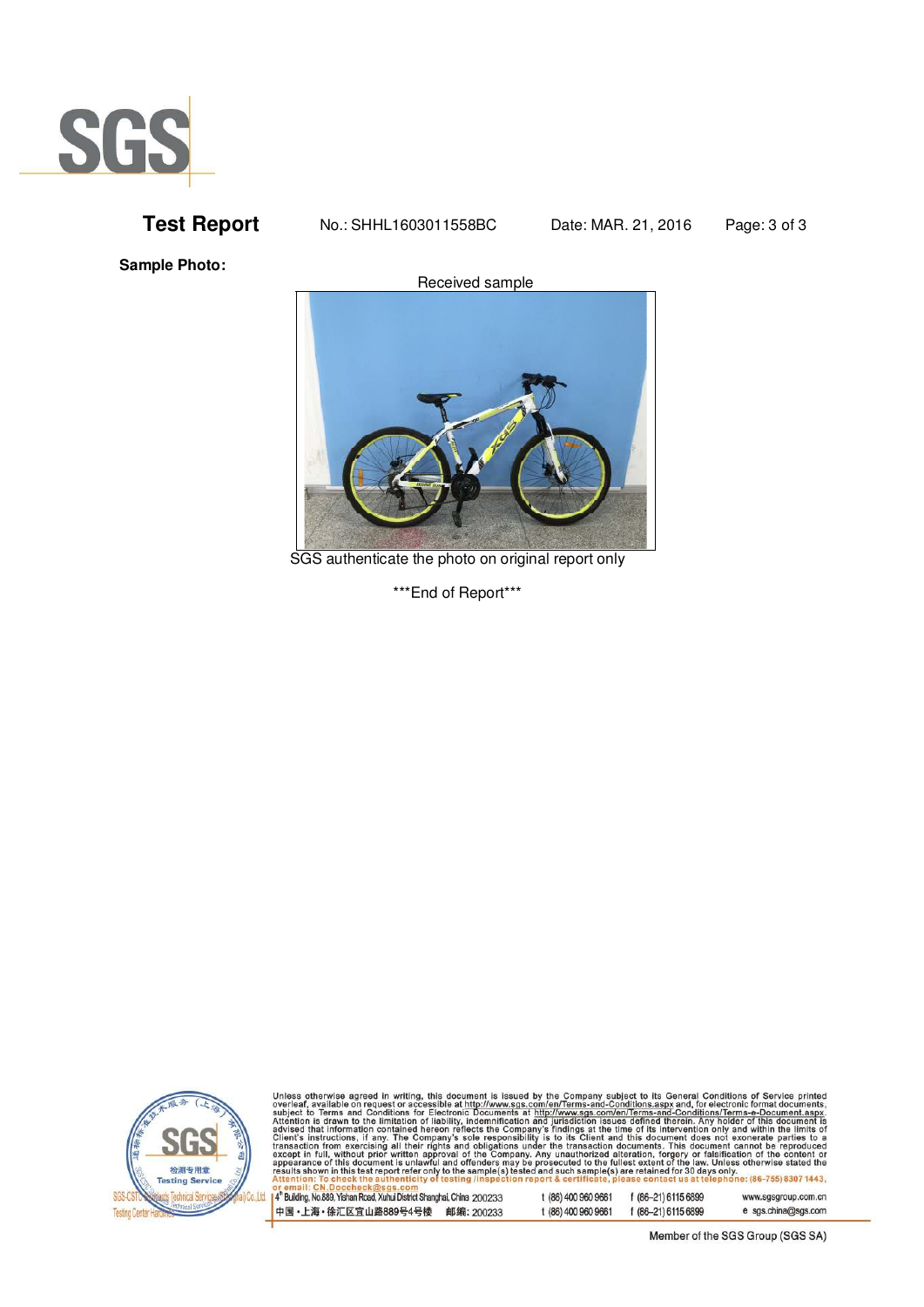**Test Report** No.: SHHL1603011558BC Date: MAR. 21, 2016

**Sample Photo:**

Received sample

SGS authenticate the photo on original report only

***End of Report***

Unless otherwise agreed in writing, this document is issued by the Company subject to its General Conditions of Service printed overleaf, available on request or accessible at http://www.sgs.com/en/Terms-and-Conditions.aspx and, for electronic format documents, subject to Terms and Conditions for Electronic Documents at http://www.sgs.com/en/Terms-and-Conditions/Terms-e-Document.aspx. Attention is drawn to the limitation of liability, indemnification and jurisdiction issues defined therein. Any holder of this document is advised that information contained hereon reflects the Company's findings at the time of its intervention only and within the limits of Client's instructions, if any. The Company's sole responsibility is to its Client and this document does not exonerate parties to a transaction from exercising all their rights and obligations under the transaction documents. This document cannot be reproduced except in full, without prior written approval of the Company. Any unauthorized alteration, forgery or falsification of the content or appearance of this document is unlawful and offenders may be prosecuted to the fullest extent of the law. Unless otherwise stated the results shown in this test report refer only to the sample(s) tested and such sample(s) are retained for 30 days only.
Attention: To check the authenticity of testing /inspection report & certificate, please contact us at telephone: (86-755) 8307 1443, or email: CN.Doccheck@sgs.com

4th Building, No.889, Yishan Road, Xuhui District Shanghai, China 200233 t (86) 400 960 9661 f (86–21) 6115 6899 www.sgsgroup.com.cn
中国・上海・徐汇区宜山路889号4号楼 邮编: 200233 t (86) 400 960 9661 f (86–21) 6115 6899 e sgs.china@sgs.com

Member of the SGS Group (SGS SA)